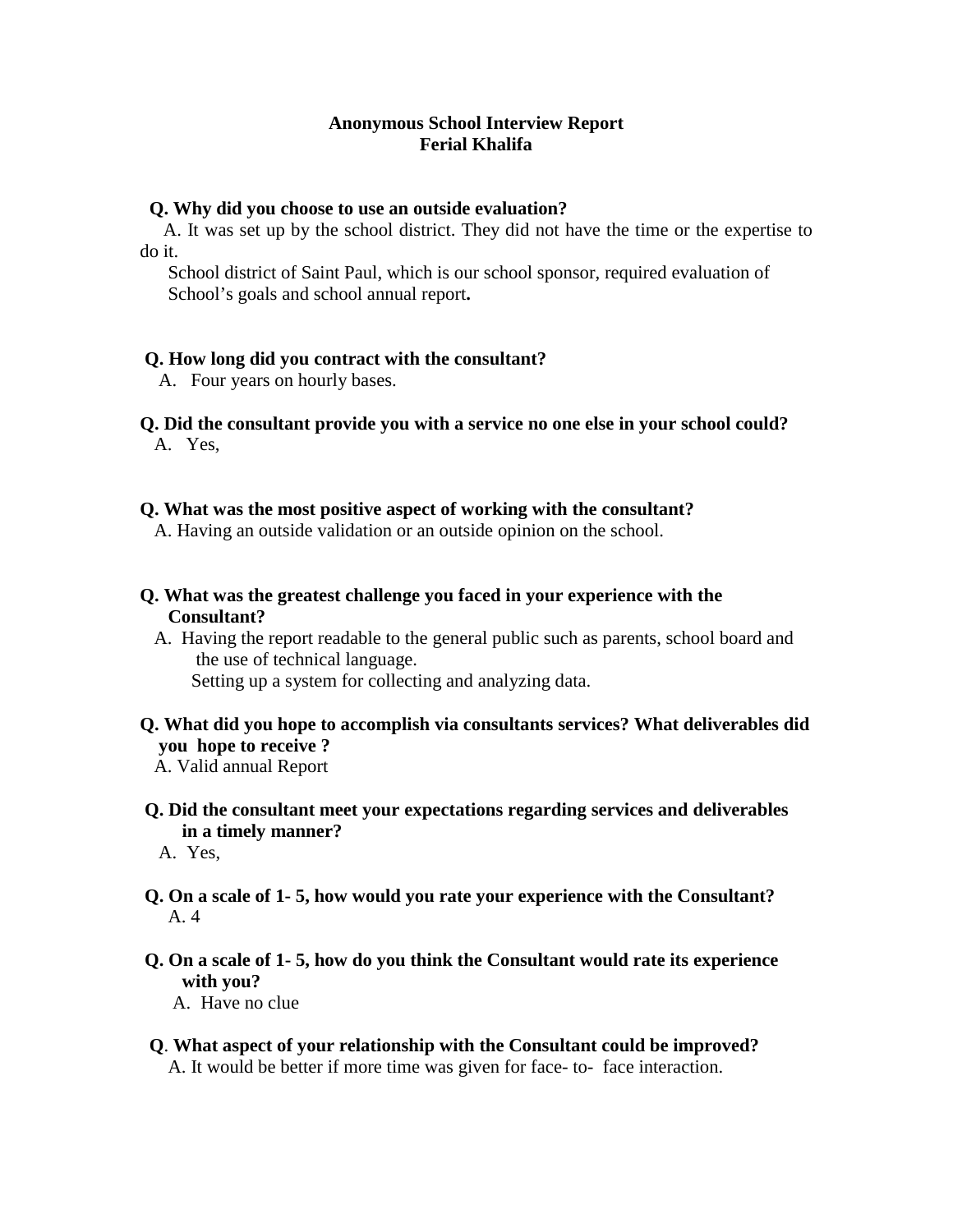**Anonymous School Interview Report**
**Ferial Khalifa**

**Q. Why did you choose to use an outside evaluation?**
A. It was set up by the school district. They did not have the time or the expertise to do it.
School district of Saint Paul, which is our school sponsor, required evaluation of School's goals and school annual report**.**

**Q. How long did you contract with the consultant?**
A. Four years on hourly bases.

**Q. Did the consultant provide you with a service no one else in your school could?**
A. Yes,

**Q. What was the most positive aspect of working with the consultant?**
A. Having an outside validation or an outside opinion on the school.

**Q. What was the greatest challenge you faced in your experience with the Consultant?**
A. Having the report readable to the general public such as parents, school board and the use of technical language.
Setting up a system for collecting and analyzing data.

**Q. What did you hope to accomplish via consultants services? What deliverables did you hope to receive ?**
A. Valid annual Report

**Q. Did the consultant meet your expectations regarding services and deliverables in a timely manner?**
A. Yes,

**Q. On a scale of 1- 5, how would you rate your experience with the Consultant?**
A. 4

**Q. On a scale of 1- 5, how do you think the Consultant would rate its experience with you?**
A. Have no clue

**Q**. **What aspect of your relationship with the Consultant could be improved?**
A. It would be better if more time was given for face- to- face interaction.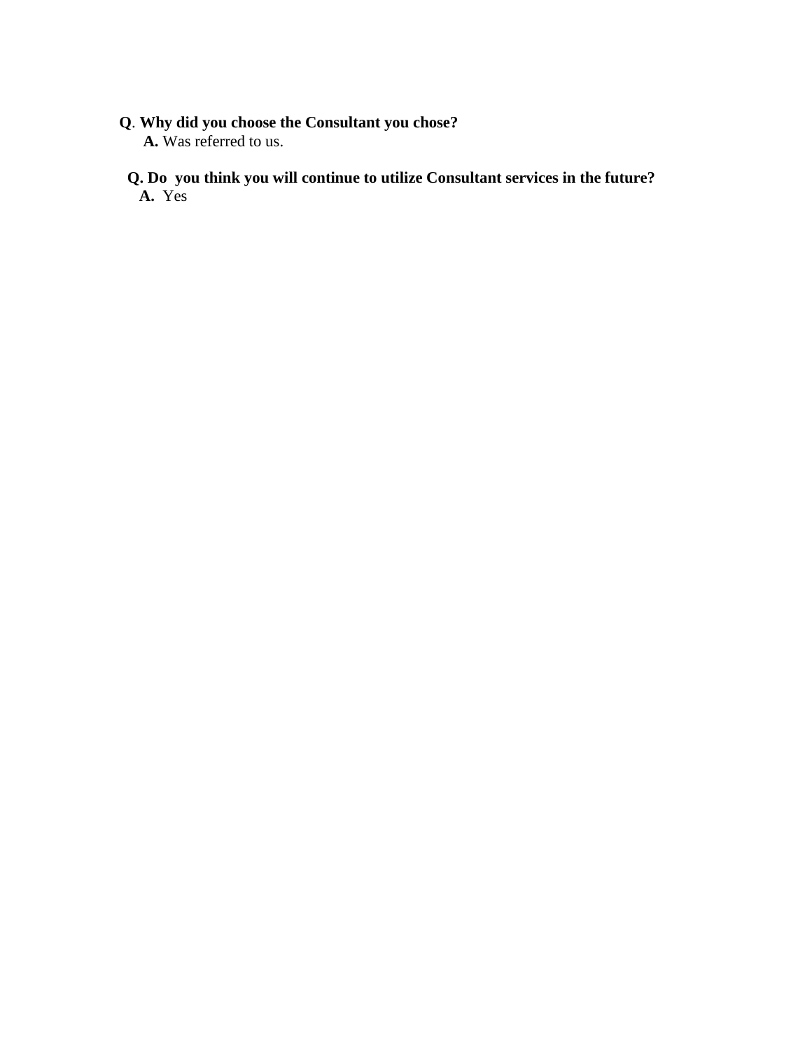**Q**. **Why did you choose the Consultant you chose?**

**A.** Was referred to us.

**Q. Do  you think you will continue to utilize Consultant services in the future?**

**A.** Yes